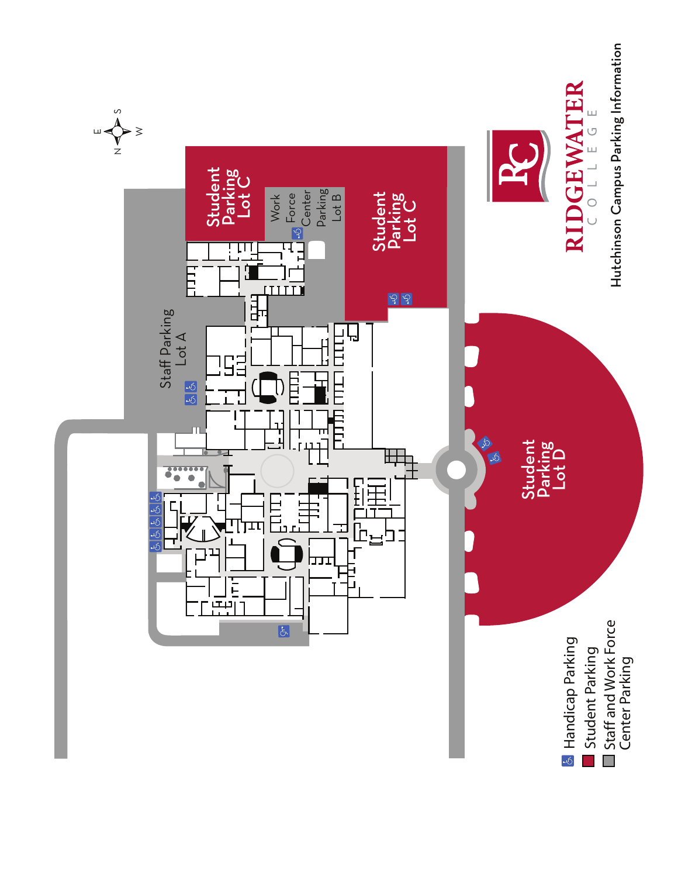# RIDGEWATER COLLEGE

## Hutchinson Campus Parking Information

Student Parking Lot C

Work Force Center Parking Lot B

Student Parking Lot C

Staff Parking Lot A

Student Parking Lot D

- Handicap Parking
- Student Parking
- Staff and Work Force Center Parking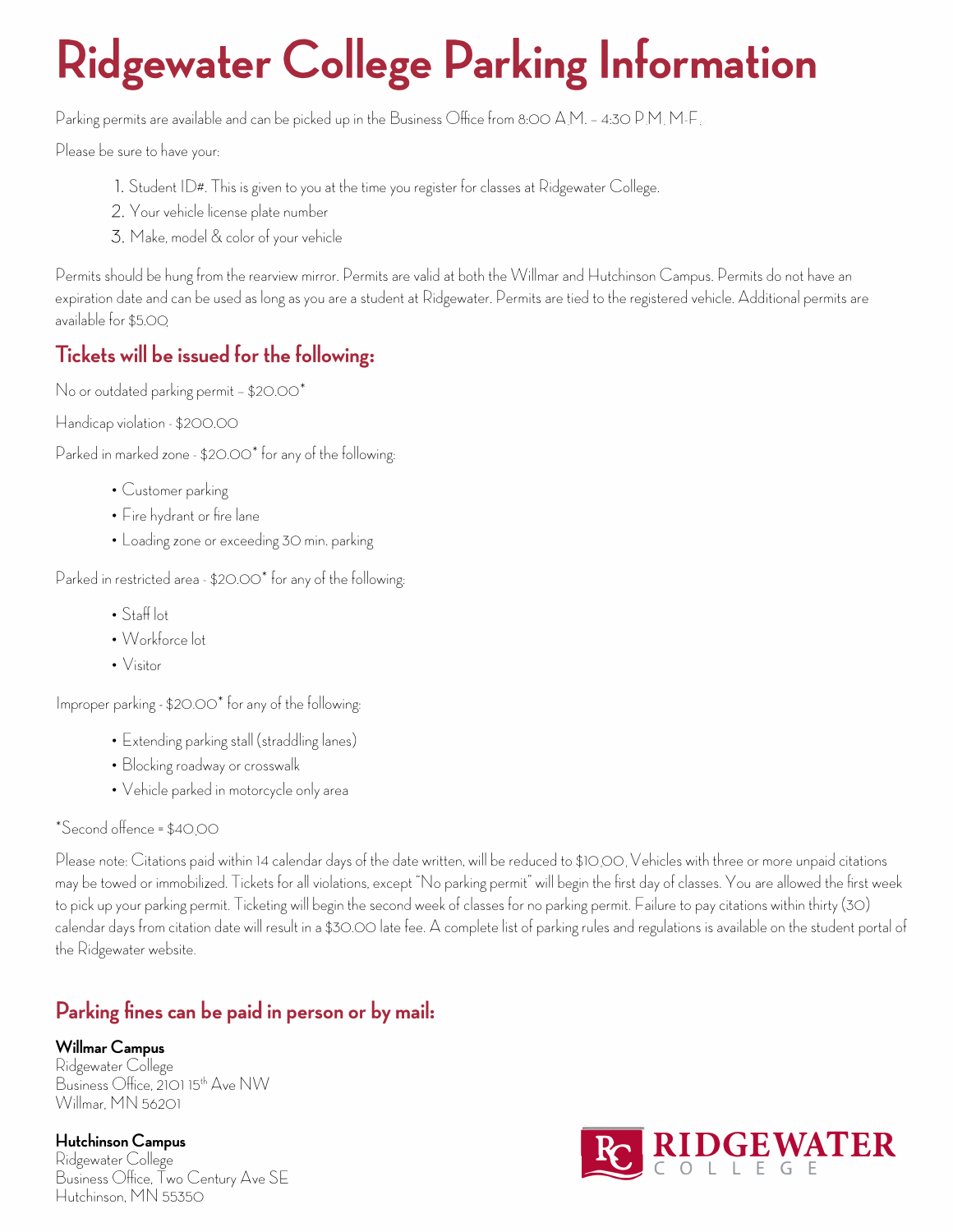# Ridgewater College Parking Information

Parking permits are available and can be picked up in the Business Office from 8:00 A.M. – 4:30 P.M. M-F.

Please be sure to have your:

1. Student ID#. This is given to you at the time you register for classes at Ridgewater College.
2. Your vehicle license plate number
3. Make, model & color of your vehicle

Permits should be hung from the rearview mirror. Permits are valid at both the Willmar and Hutchinson Campus. Permits do not have an expiration date and can be used as long as you are a student at Ridgewater. Permits are tied to the registered vehicle. Additional permits are available for $5.00.

## Tickets will be issued for the following:

No or outdated parking permit – $20.00*

Handicap violation - $200.00

Parked in marked zone - $20.00* for any of the following:

- Customer parking
- Fire hydrant or fire lane
- Loading zone or exceeding 30 min. parking

Parked in restricted area - $20.00* for any of the following:

- Staff lot
- Workforce lot
- Visitor

Improper parking - $20.00* for any of the following:

- Extending parking stall (straddling lanes)
- Blocking roadway or crosswalk
- Vehicle parked in motorcycle only area

*Second offence = $40.00

Please note: Citations paid within 14 calendar days of the date written, will be reduced to $10.00. Vehicles with three or more unpaid citations may be towed or immobilized. Tickets for all violations, except "No parking permit" will begin the first day of classes. You are allowed the first week to pick up your parking permit. Ticketing will begin the second week of classes for no parking permit. Failure to pay citations within thirty (30) calendar days from citation date will result in a $30.00 late fee. A complete list of parking rules and regulations is available on the student portal of the Ridgewater website.

## Parking fines can be paid in person or by mail:

**Willmar Campus**
Ridgewater College
Business Office, 2101 15th Ave NW
Willmar, MN 56201

**Hutchinson Campus**
Ridgewater College
Business Office, Two Century Ave SE
Hutchinson, MN 55350

RIDGEWATER COLLEGE